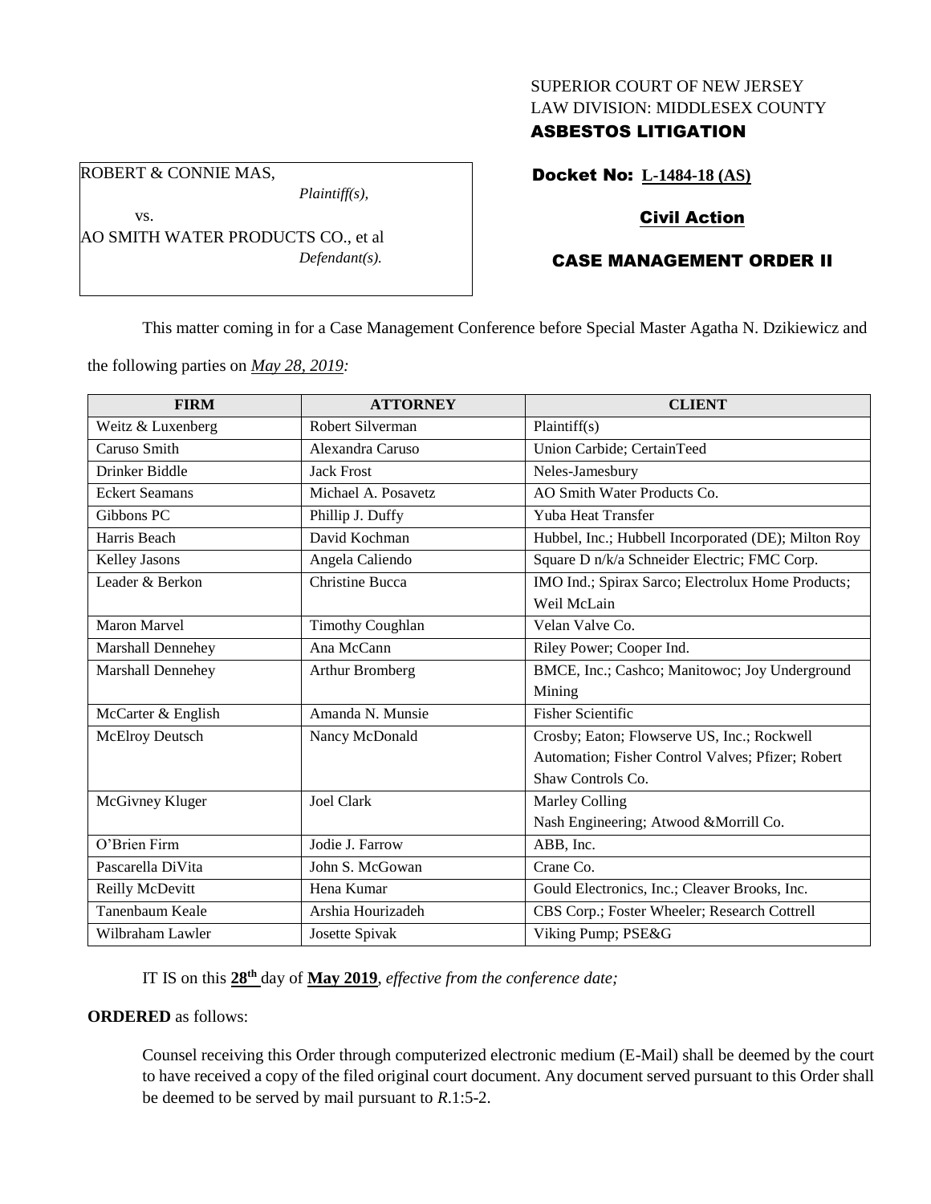SUPERIOR COURT OF NEW JERSEY
LAW DIVISION: MIDDLESEX COUNTY
**ASBESTOS LITIGATION**

ROBERT & CONNIE MAS,
*Plaintiff(s),*
vs.
AO SMITH WATER PRODUCTS CO., et al
*Defendant(s).*

**Docket No: L-1484-18 (AS)**

**Civil Action**

**CASE MANAGEMENT ORDER II**

This matter coming in for a Case Management Conference before Special Master Agatha N. Dzikiewicz and the following parties on *May 28, 2019:*

| FIRM | ATTORNEY | CLIENT |
|---|---|---|
| Weitz & Luxenberg | Robert Silverman | Plaintiff(s) |
| Caruso Smith | Alexandra Caruso | Union Carbide; CertainTeed |
| Drinker Biddle | Jack Frost | Neles-Jamesbury |
| Eckert Seamans | Michael A. Posavetz | AO Smith Water Products Co. |
| Gibbons PC | Phillip J. Duffy | Yuba Heat Transfer |
| Harris Beach | David Kochman | Hubbel, Inc.; Hubbell Incorporated (DE); Milton Roy |
| Kelley Jasons | Angela Caliendo | Square D n/k/a Schneider Electric; FMC Corp. |
| Leader & Berkon | Christine Bucca | IMO Ind.; Spirax Sarco; Electrolux Home Products; Weil McLain |
| Maron Marvel | Timothy Coughlan | Velan Valve Co. |
| Marshall Dennehey | Ana McCann | Riley Power; Cooper Ind. |
| Marshall Dennehey | Arthur Bromberg | BMCE, Inc.; Cashco; Manitowoc; Joy Underground Mining |
| McCarter & English | Amanda N. Munsie | Fisher Scientific |
| McElroy Deutsch | Nancy McDonald | Crosby; Eaton; Flowserve US, Inc.; Rockwell Automation; Fisher Control Valves; Pfizer; Robert Shaw Controls Co. |
| McGivney Kluger | Joel Clark | Marley Colling Nash Engineering; Atwood &Morrill Co. |
| O'Brien Firm | Jodie J. Farrow | ABB, Inc. |
| Pascarella DiVita | John S. McGowan | Crane Co. |
| Reilly McDevitt | Hena Kumar | Gould Electronics, Inc.; Cleaver Brooks, Inc. |
| Tanenbaum Keale | Arshia Hourizadeh | CBS Corp.; Foster Wheeler; Research Cottrell |
| Wilbraham Lawler | Josette Spivak | Viking Pump; PSE&G |

IT IS on this **28th** day of **May 2019**, *effective from the conference date;*

**ORDERED** as follows:

Counsel receiving this Order through computerized electronic medium (E-Mail) shall be deemed by the court to have received a copy of the filed original court document. Any document served pursuant to this Order shall be deemed to be served by mail pursuant to *R*.1:5-2.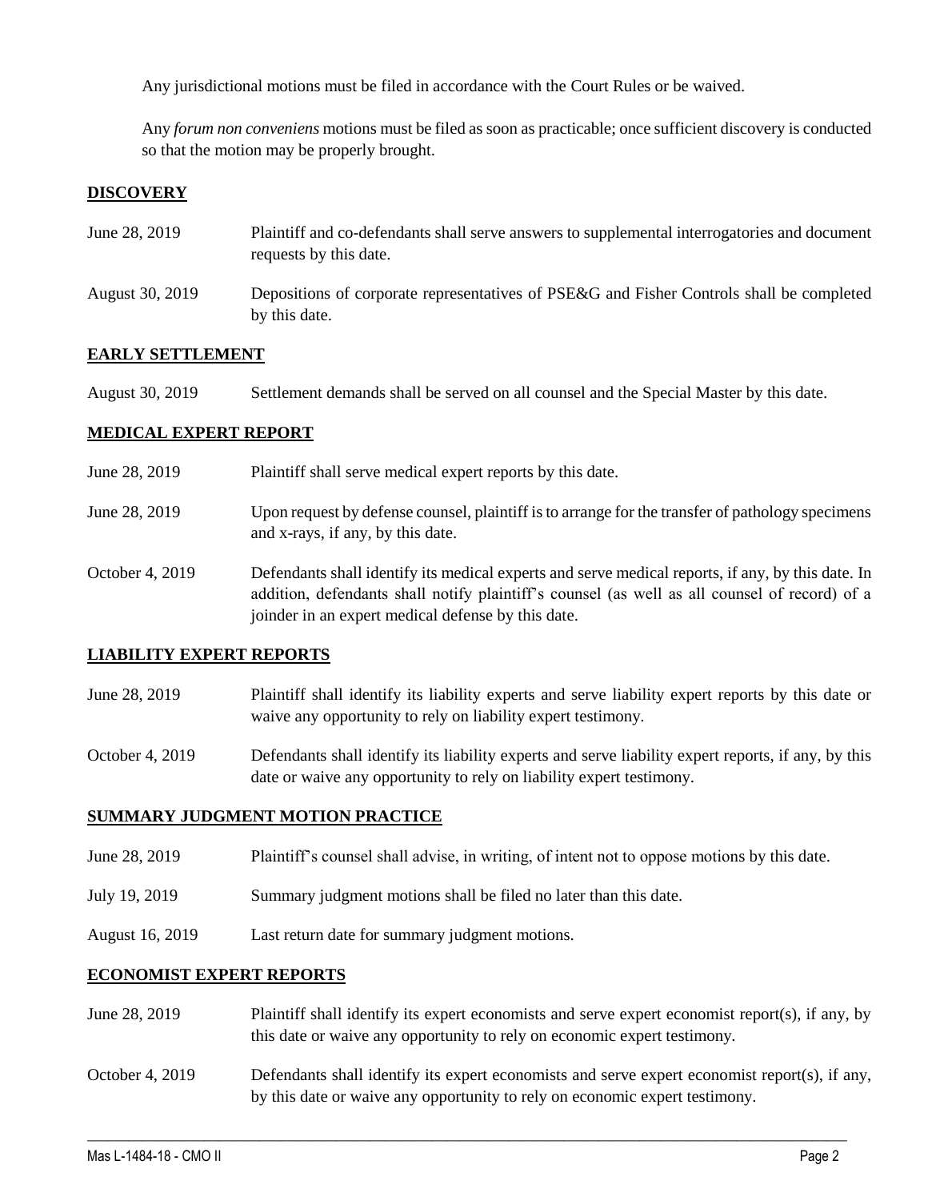Any jurisdictional motions must be filed in accordance with the Court Rules or be waived.

Any *forum non conveniens* motions must be filed as soon as practicable; once sufficient discovery is conducted so that the motion may be properly brought.

## DISCOVERY

| | |
|---|---|
| June 28, 2019 | Plaintiff and co-defendants shall serve answers to supplemental interrogatories and document requests by this date. |
| August 30, 2019 | Depositions of corporate representatives of PSE&G and Fisher Controls shall be completed by this date. |

## EARLY SETTLEMENT

| | |
|---|---|
| August 30, 2019 | Settlement demands shall be served on all counsel and the Special Master by this date. |

## MEDICAL EXPERT REPORT

| | |
|---|---|
| June 28, 2019 | Plaintiff shall serve medical expert reports by this date. |
| June 28, 2019 | Upon request by defense counsel, plaintiff is to arrange for the transfer of pathology specimens and x-rays, if any, by this date. |
| October 4, 2019 | Defendants shall identify its medical experts and serve medical reports, if any, by this date. In addition, defendants shall notify plaintiff's counsel (as well as all counsel of record) of a joinder in an expert medical defense by this date. |

## LIABILITY EXPERT REPORTS

| | |
|---|---|
| June 28, 2019 | Plaintiff shall identify its liability experts and serve liability expert reports by this date or waive any opportunity to rely on liability expert testimony. |
| October 4, 2019 | Defendants shall identify its liability experts and serve liability expert reports, if any, by this date or waive any opportunity to rely on liability expert testimony. |

## SUMMARY JUDGMENT MOTION PRACTICE

| | |
|---|---|
| June 28, 2019 | Plaintiff's counsel shall advise, in writing, of intent not to oppose motions by this date. |
| July 19, 2019 | Summary judgment motions shall be filed no later than this date. |
| August 16, 2019 | Last return date for summary judgment motions. |

## ECONOMIST EXPERT REPORTS

| | |
|---|---|
| June 28, 2019 | Plaintiff shall identify its expert economists and serve expert economist report(s), if any, by this date or waive any opportunity to rely on economic expert testimony. |
| October 4, 2019 | Defendants shall identify its expert economists and serve expert economist report(s), if any, by this date or waive any opportunity to rely on economic expert testimony. |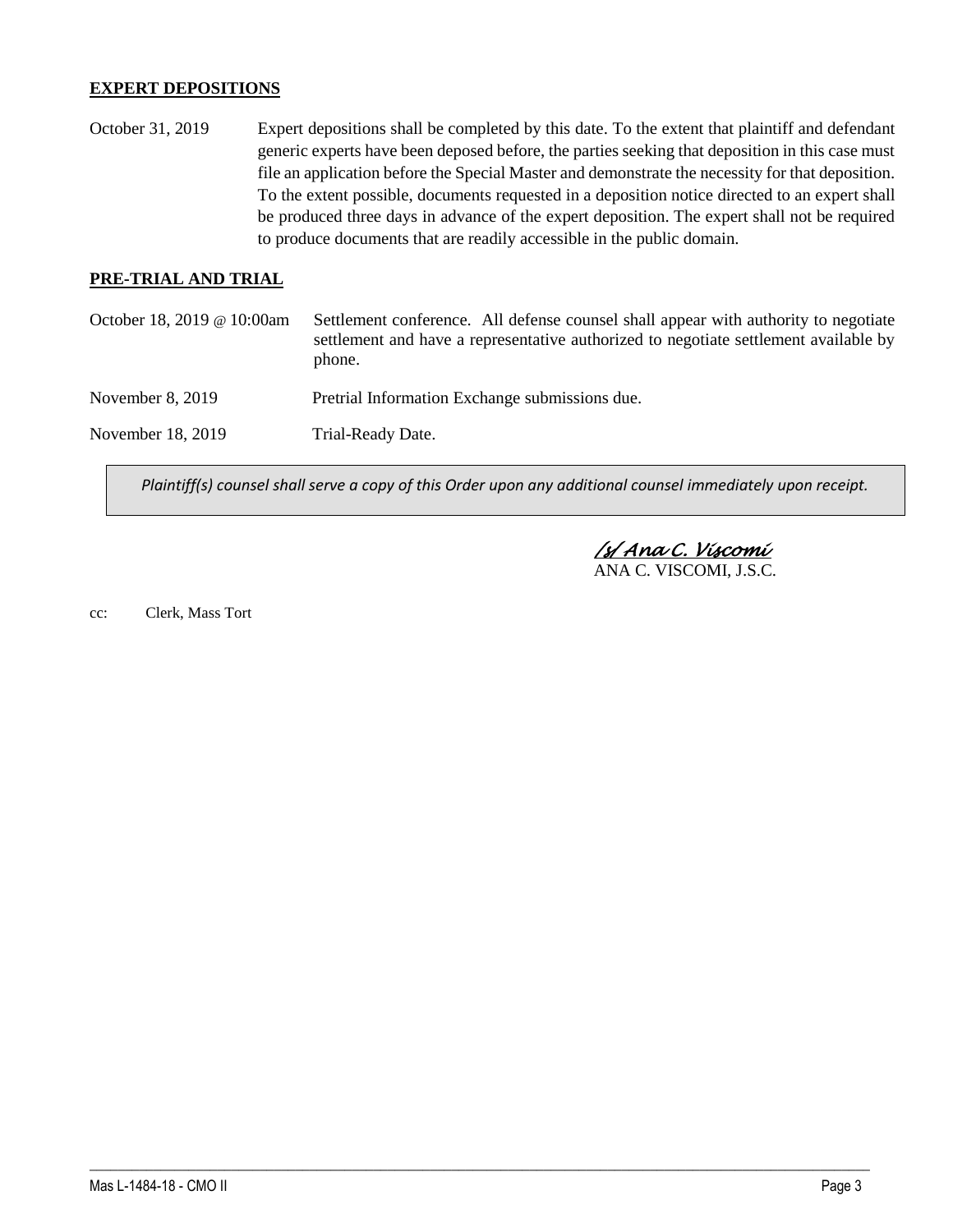**EXPERT DEPOSITIONS**

| | |
|---|---|
| October 31, 2019 | Expert depositions shall be completed by this date. To the extent that plaintiff and defendant generic experts have been deposed before, the parties seeking that deposition in this case must file an application before the Special Master and demonstrate the necessity for that deposition. To the extent possible, documents requested in a deposition notice directed to an expert shall be produced three days in advance of the expert deposition. The expert shall not be required to produce documents that are readily accessible in the public domain. |

**PRE-TRIAL AND TRIAL**

| | |
|---|---|
| October 18, 2019 @ 10:00am | Settlement conference. All defense counsel shall appear with authority to negotiate settlement and have a representative authorized to negotiate settlement available by phone. |
| November 8, 2019 | Pretrial Information Exchange submissions due. |
| November 18, 2019 | Trial-Ready Date. |

*Plaintiff(s) counsel shall serve a copy of this Order upon any additional counsel immediately upon receipt.*

/s/ Ana C. Viscomi
ANA C. VISCOMI, J.S.C.

cc: Clerk, Mass Tort